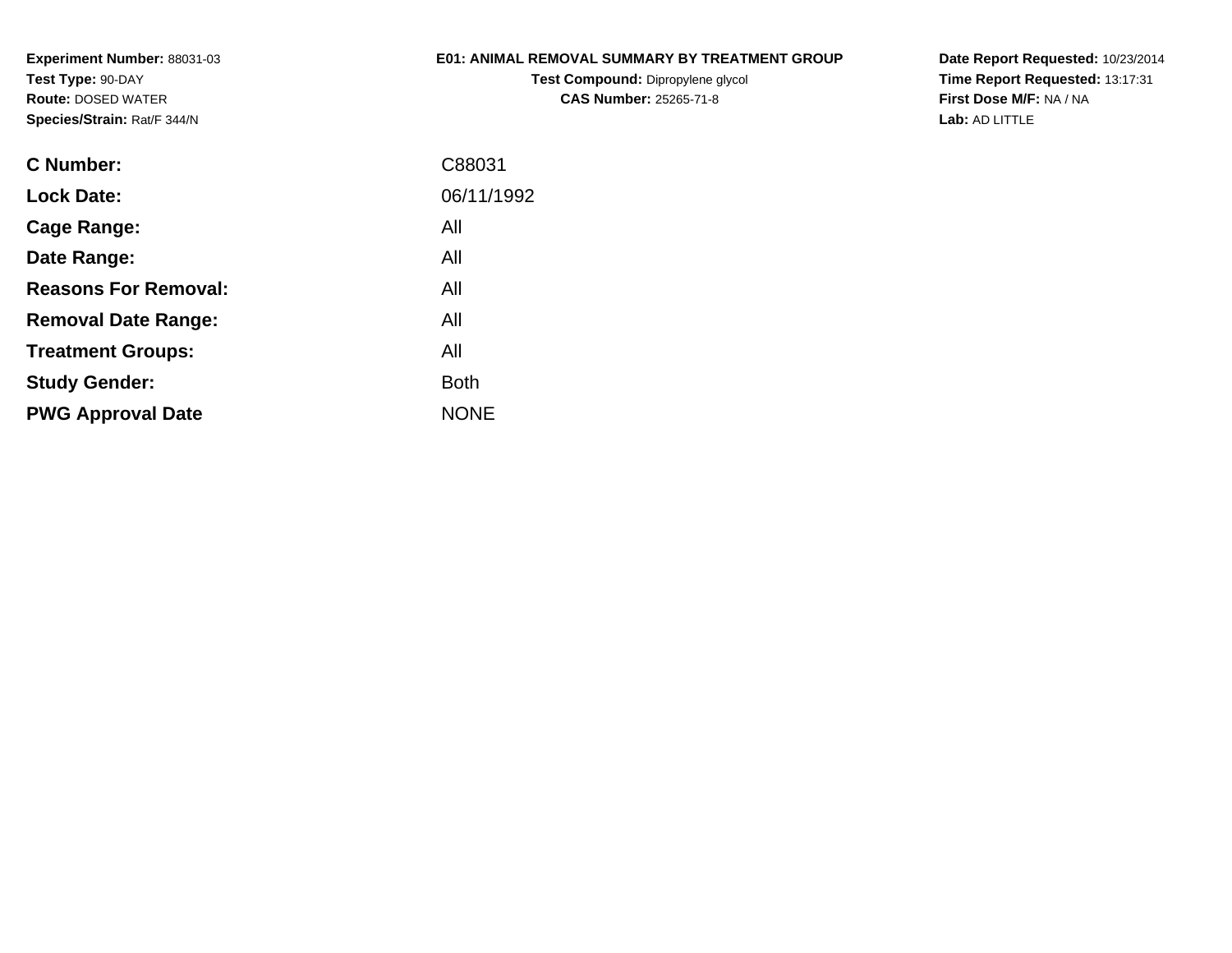**Experiment Number:** 88031-03
**Test Type:** 90-DAY
**Route:** DOSED WATER
**Species/Strain:** Rat/F 344/N

**E01: ANIMAL REMOVAL SUMMARY BY TREATMENT GROUP**
**Test Compound:** Dipropylene glycol
**CAS Number:** 25265-71-8

**Date Report Requested:** 10/23/2014
**Time Report Requested:** 13:17:31
**First Dose M/F:** NA / NA
**Lab:** AD LITTLE

| | |
|---|---|
| **C Number:** | C88031 |
| **Lock Date:** | 06/11/1992 |
| **Cage Range:** | All |
| **Date Range:** | All |
| **Reasons For Removal:** | All |
| **Removal Date Range:** | All |
| **Treatment Groups:** | All |
| **Study Gender:** | Both |
| **PWG Approval Date** | NONE |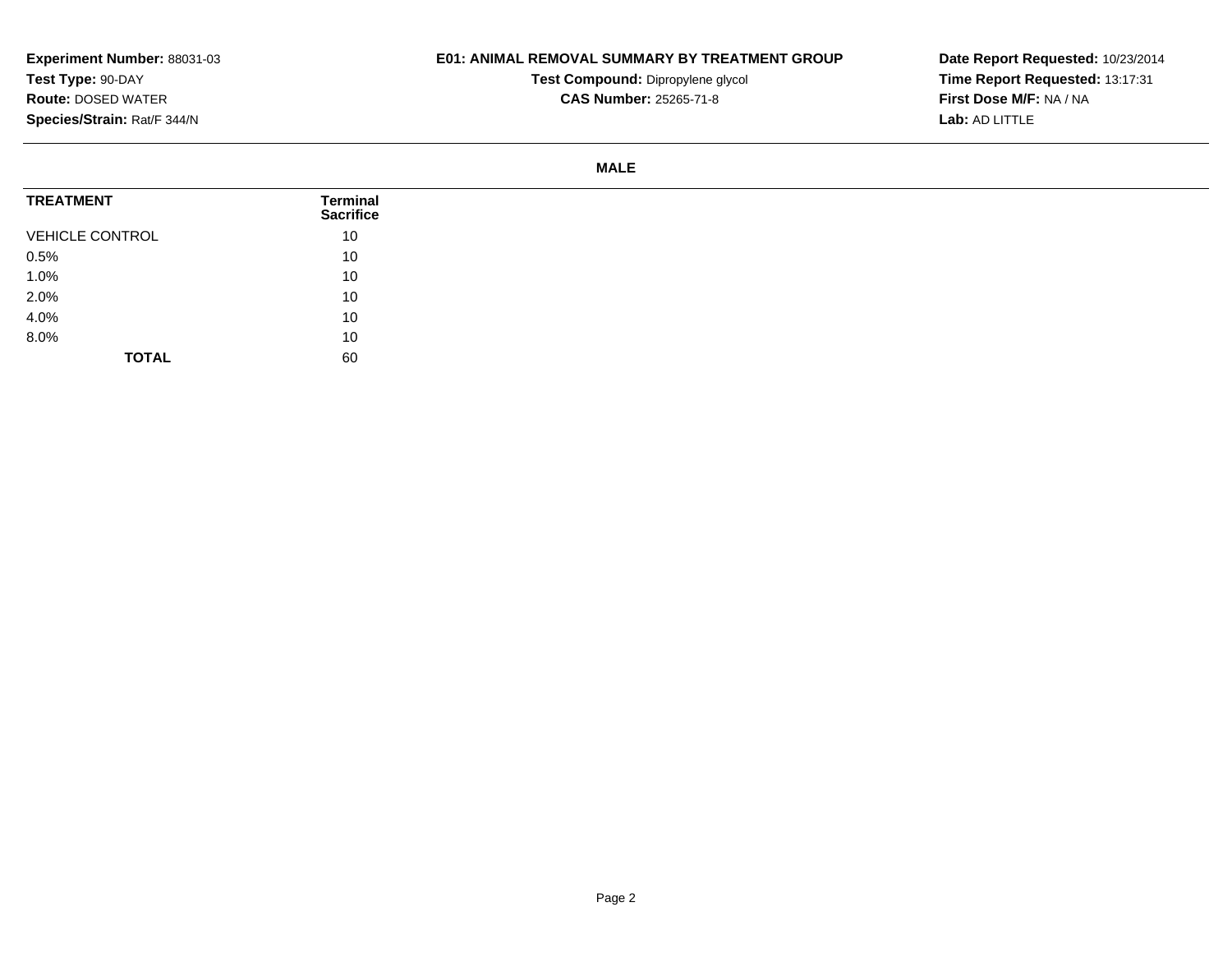**Experiment Number:** 88031-03
**Test Type:** 90-DAY
**Route:** DOSED WATER
**Species/Strain:** Rat/F 344/N

**E01: ANIMAL REMOVAL SUMMARY BY TREATMENT GROUP**
**Test Compound:** Dipropylene glycol
**CAS Number:** 25265-71-8

**Date Report Requested:** 10/23/2014
**Time Report Requested:** 13:17:31
**First Dose M/F:** NA / NA
**Lab:** AD LITTLE

**MALE**

| TREATMENT | Terminal Sacrifice |
|---|---|
| VEHICLE CONTROL | 10 |
| 0.5% | 10 |
| 1.0% | 10 |
| 2.0% | 10 |
| 4.0% | 10 |
| 8.0% | 10 |
| **TOTAL** | 60 |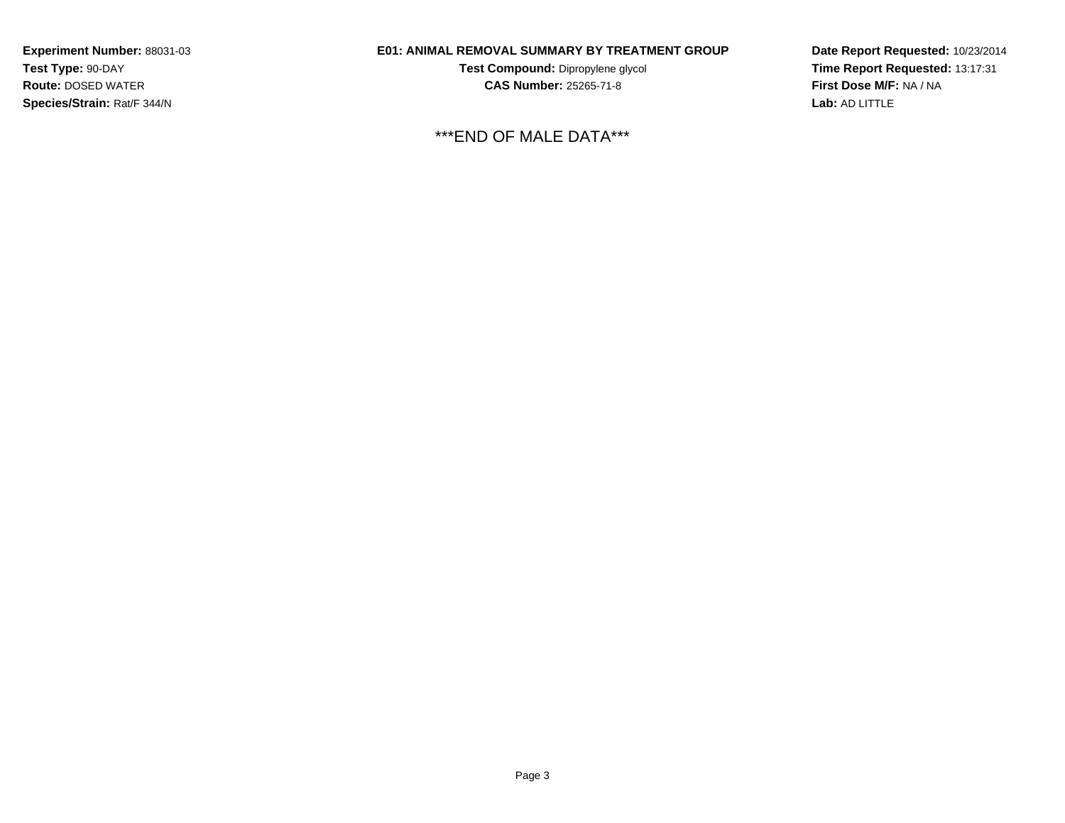**Experiment Number:** 88031-03
**Test Type:** 90-DAY
**Route:** DOSED WATER
**Species/Strain:** Rat/F 344/N

**E01: ANIMAL REMOVAL SUMMARY BY TREATMENT GROUP**
**Test Compound:** Dipropylene glycol
**CAS Number:** 25265-71-8

**Date Report Requested:** 10/23/2014
**Time Report Requested:** 13:17:31
**First Dose M/F:** NA / NA
**Lab:** AD LITTLE

***END OF MALE DATA***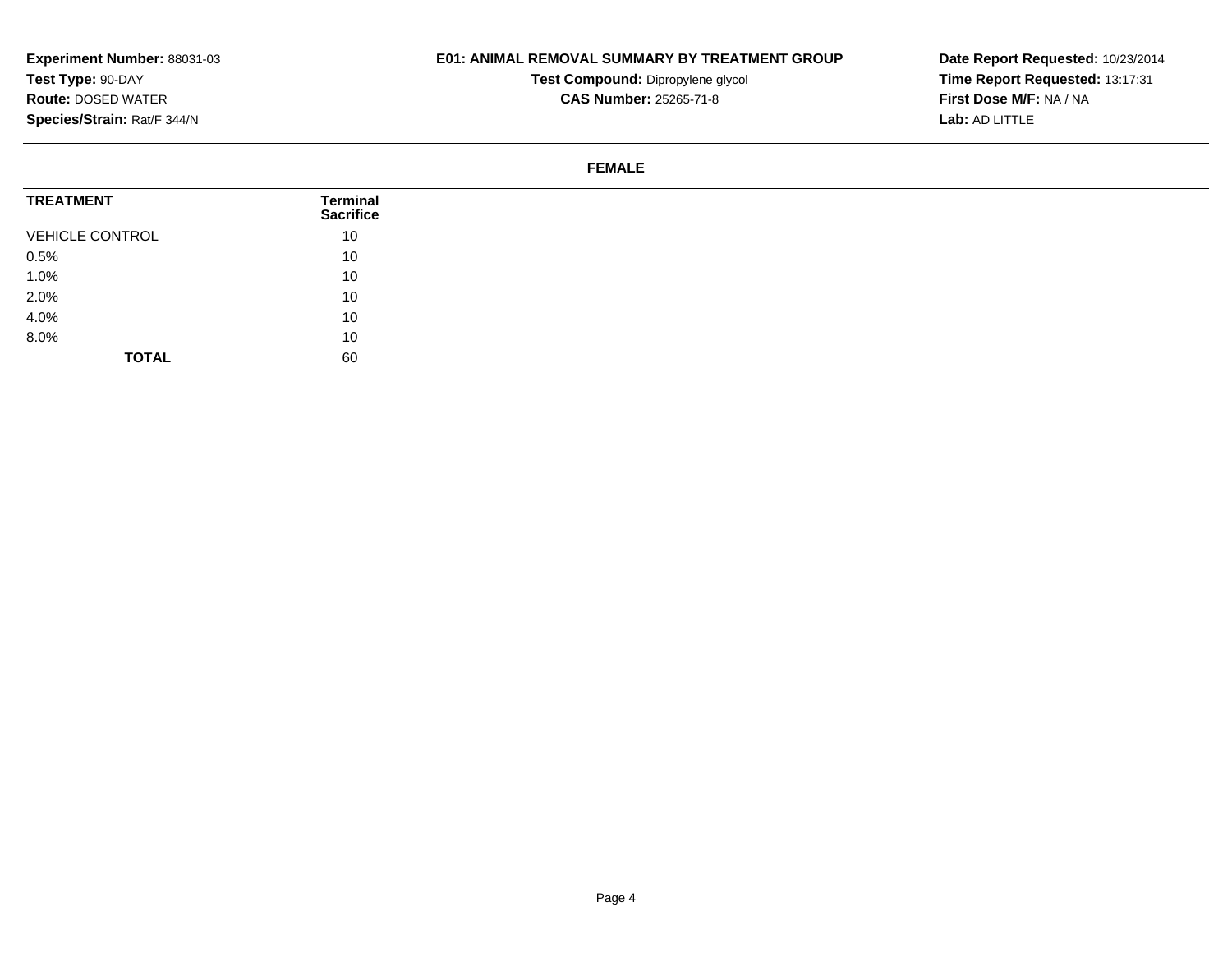**Experiment Number:** 88031-03
**Test Type:** 90-DAY
**Route:** DOSED WATER
**Species/Strain:** Rat/F 344/N

**E01: ANIMAL REMOVAL SUMMARY BY TREATMENT GROUP**
**Test Compound:** Dipropylene glycol
**CAS Number:** 25265-71-8

**Date Report Requested:** 10/23/2014
**Time Report Requested:** 13:17:31
**First Dose M/F:** NA / NA
**Lab:** AD LITTLE

**FEMALE**

| TREATMENT | Terminal Sacrifice |
|---|---|
| VEHICLE CONTROL | 10 |
| 0.5% | 10 |
| 1.0% | 10 |
| 2.0% | 10 |
| 4.0% | 10 |
| 8.0% | 10 |
| **TOTAL** | 60 |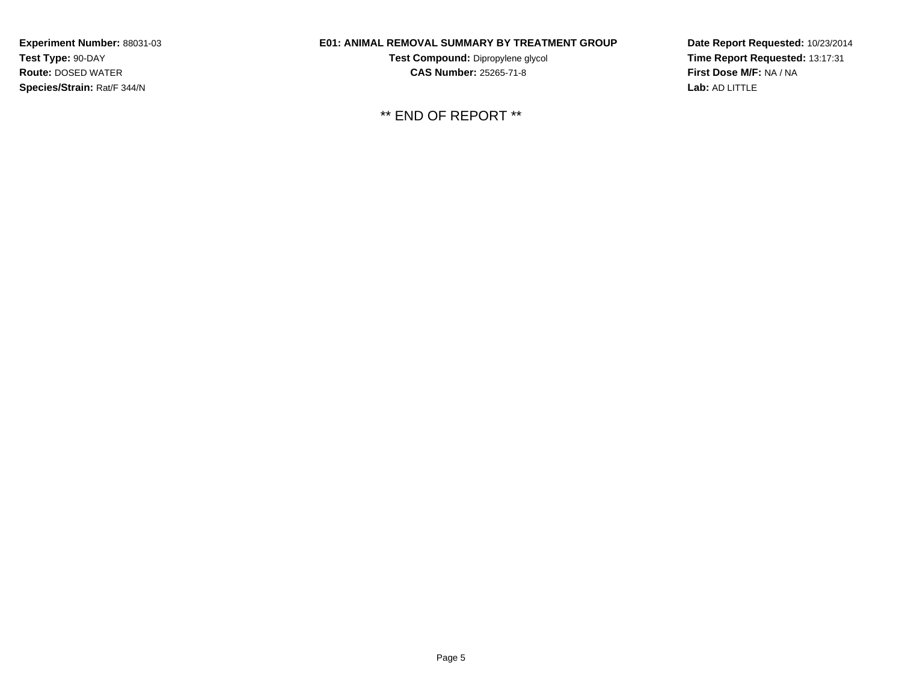**Experiment Number:** 88031-03
**Test Type:** 90-DAY
**Route:** DOSED WATER
**Species/Strain:** Rat/F 344/N

**E01: ANIMAL REMOVAL SUMMARY BY TREATMENT GROUP**
**Test Compound:** Dipropylene glycol
**CAS Number:** 25265-71-8

**Date Report Requested:** 10/23/2014
**Time Report Requested:** 13:17:31
**First Dose M/F:** NA / NA
**Lab:** AD LITTLE

** END OF REPORT **